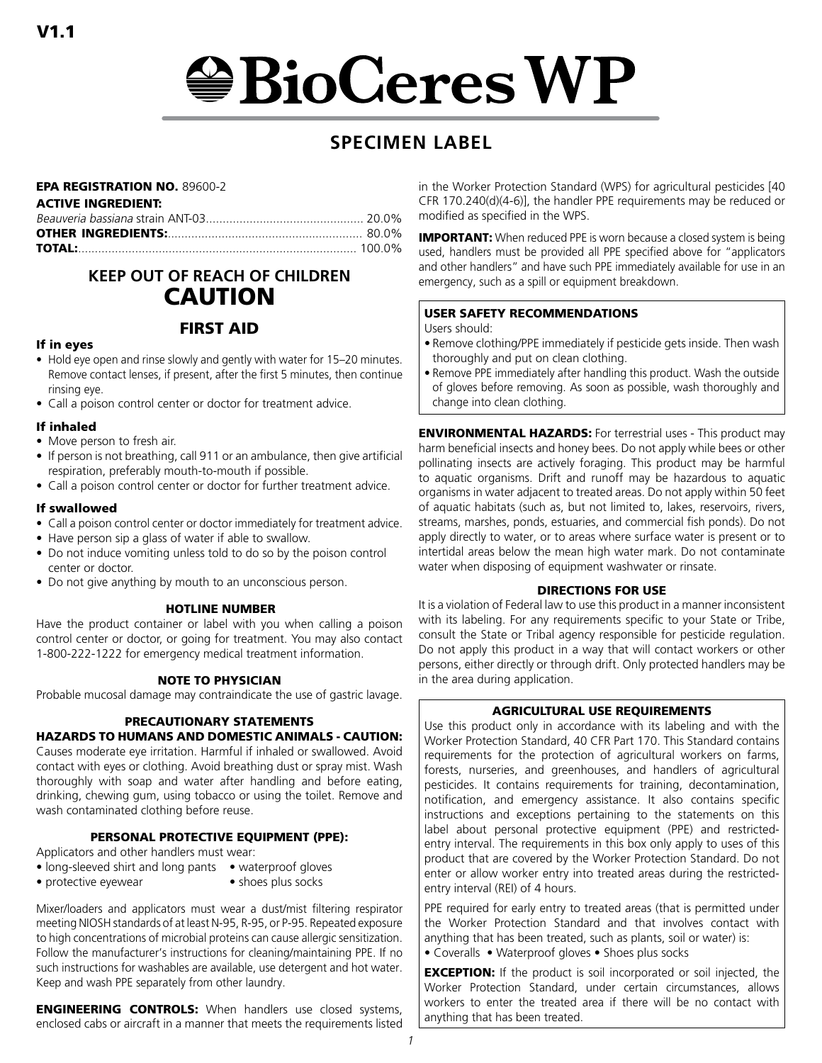V1.1

# BioCeres WP

## SPECIMEN LABEL

**EPA REGISTRATION NO.** 89600-2

**ACTIVE INGREDIENT:**

*Beauveria bassiana* strain ANT-03 .............................................. 20.0%
**OTHER INGREDIENTS:** .......................................................... 80.0%
**TOTAL:** .................................................................................. 100.0%

## KEEP OUT OF REACH OF CHILDREN
## CAUTION

## FIRST AID

### If in eyes

- Hold eye open and rinse slowly and gently with water for 15–20 minutes. Remove contact lenses, if present, after the first 5 minutes, then continue rinsing eye.
- Call a poison control center or doctor for treatment advice.

### If inhaled

- Move person to fresh air.
- If person is not breathing, call 911 or an ambulance, then give artificial respiration, preferably mouth-to-mouth if possible.
- Call a poison control center or doctor for further treatment advice.

### If swallowed

- Call a poison control center or doctor immediately for treatment advice.
- Have person sip a glass of water if able to swallow.
- Do not induce vomiting unless told to do so by the poison control center or doctor.
- Do not give anything by mouth to an unconscious person.

### HOTLINE NUMBER

Have the product container or label with you when calling a poison control center or doctor, or going for treatment. You may also contact 1-800-222-1222 for emergency medical treatment information.

### NOTE TO PHYSICIAN

Probable mucosal damage may contraindicate the use of gastric lavage.

### PRECAUTIONARY STATEMENTS

### HAZARDS TO HUMANS AND DOMESTIC ANIMALS - CAUTION:

Causes moderate eye irritation. Harmful if inhaled or swallowed. Avoid contact with eyes or clothing. Avoid breathing dust or spray mist. Wash thoroughly with soap and water after handling and before eating, drinking, chewing gum, using tobacco or using the toilet. Remove and wash contaminated clothing before reuse.

### PERSONAL PROTECTIVE EQUIPMENT (PPE):

Applicators and other handlers must wear:

- long-sleeved shirt and long pants
- waterproof gloves
- protective eyewear
- shoes plus socks

Mixer/loaders and applicators must wear a dust/mist filtering respirator meeting NIOSH standards of at least N-95, R-95, or P-95. Repeated exposure to high concentrations of microbial proteins can cause allergic sensitization. Follow the manufacturer's instructions for cleaning/maintaining PPE. If no such instructions for washables are available, use detergent and hot water. Keep and wash PPE separately from other laundry.

**ENGINEERING CONTROLS:** When handlers use closed systems, enclosed cabs or aircraft in a manner that meets the requirements listed in the Worker Protection Standard (WPS) for agricultural pesticides [40 CFR 170.240(d)(4-6)], the handler PPE requirements may be reduced or modified as specified in the WPS.

**IMPORTANT:** When reduced PPE is worn because a closed system is being used, handlers must be provided all PPE specified above for "applicators and other handlers" and have such PPE immediately available for use in an emergency, such as a spill or equipment breakdown.

### USER SAFETY RECOMMENDATIONS

Users should:

- Remove clothing/PPE immediately if pesticide gets inside. Then wash thoroughly and put on clean clothing.
- Remove PPE immediately after handling this product. Wash the outside of gloves before removing. As soon as possible, wash thoroughly and change into clean clothing.

**ENVIRONMENTAL HAZARDS:** For terrestrial uses - This product may harm beneficial insects and honey bees. Do not apply while bees or other pollinating insects are actively foraging. This product may be harmful to aquatic organisms. Drift and runoff may be hazardous to aquatic organisms in water adjacent to treated areas. Do not apply within 50 feet of aquatic habitats (such as, but not limited to, lakes, reservoirs, rivers, streams, marshes, ponds, estuaries, and commercial fish ponds). Do not apply directly to water, or to areas where surface water is present or to intertidal areas below the mean high water mark. Do not contaminate water when disposing of equipment washwater or rinsate.

### DIRECTIONS FOR USE

It is a violation of Federal law to use this product in a manner inconsistent with its labeling. For any requirements specific to your State or Tribe, consult the State or Tribal agency responsible for pesticide regulation. Do not apply this product in a way that will contact workers or other persons, either directly or through drift. Only protected handlers may be in the area during application.

### AGRICULTURAL USE REQUIREMENTS

Use this product only in accordance with its labeling and with the Worker Protection Standard, 40 CFR Part 170. This Standard contains requirements for the protection of agricultural workers on farms, forests, nurseries, and greenhouses, and handlers of agricultural pesticides. It contains requirements for training, decontamination, notification, and emergency assistance. It also contains specific instructions and exceptions pertaining to the statements on this label about personal protective equipment (PPE) and restricted-entry interval. The requirements in this box only apply to uses of this product that are covered by the Worker Protection Standard. Do not enter or allow worker entry into treated areas during the restricted-entry interval (REI) of 4 hours.

PPE required for early entry to treated areas (that is permitted under the Worker Protection Standard and that involves contact with anything that has been treated, such as plants, soil or water) is:

- Coveralls
- Waterproof gloves
- Shoes plus socks

**EXCEPTION:** If the product is soil incorporated or soil injected, the Worker Protection Standard, under certain circumstances, allows workers to enter the treated area if there will be no contact with anything that has been treated.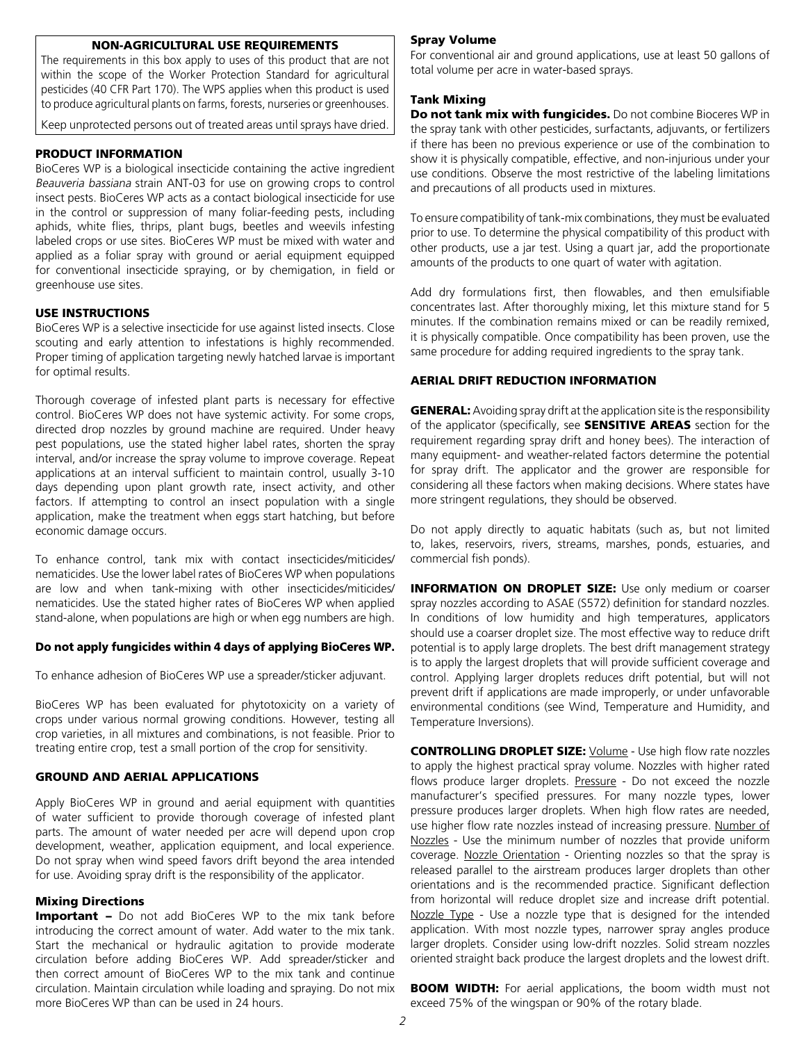## NON-AGRICULTURAL USE REQUIREMENTS

The requirements in this box apply to uses of this product that are not within the scope of the Worker Protection Standard for agricultural pesticides (40 CFR Part 170). The WPS applies when this product is used to produce agricultural plants on farms, forests, nurseries or greenhouses.

Keep unprotected persons out of treated areas until sprays have dried.

## PRODUCT INFORMATION

BioCeres WP is a biological insecticide containing the active ingredient *Beauveria bassiana* strain ANT-03 for use on growing crops to control insect pests. BioCeres WP acts as a contact biological insecticide for use in the control or suppression of many foliar-feeding pests, including aphids, white flies, thrips, plant bugs, beetles and weevils infesting labeled crops or use sites. BioCeres WP must be mixed with water and applied as a foliar spray with ground or aerial equipment equipped for conventional insecticide spraying, or by chemigation, in field or greenhouse use sites.

## USE INSTRUCTIONS

BioCeres WP is a selective insecticide for use against listed insects. Close scouting and early attention to infestations is highly recommended. Proper timing of application targeting newly hatched larvae is important for optimal results.

Thorough coverage of infested plant parts is necessary for effective control. BioCeres WP does not have systemic activity. For some crops, directed drop nozzles by ground machine are required. Under heavy pest populations, use the stated higher label rates, shorten the spray interval, and/or increase the spray volume to improve coverage. Repeat applications at an interval sufficient to maintain control, usually 3-10 days depending upon plant growth rate, insect activity, and other factors. If attempting to control an insect population with a single application, make the treatment when eggs start hatching, but before economic damage occurs.

To enhance control, tank mix with contact insecticides/miticides/nematicides. Use the lower label rates of BioCeres WP when populations are low and when tank-mixing with other insecticides/miticides/nematicides. Use the stated higher rates of BioCeres WP when applied stand-alone, when populations are high or when egg numbers are high.

**Do not apply fungicides within 4 days of applying BioCeres WP.**

To enhance adhesion of BioCeres WP use a spreader/sticker adjuvant.

BioCeres WP has been evaluated for phytotoxicity on a variety of crops under various normal growing conditions. However, testing all crop varieties, in all mixtures and combinations, is not feasible. Prior to treating entire crop, test a small portion of the crop for sensitivity.

## GROUND AND AERIAL APPLICATIONS

Apply BioCeres WP in ground and aerial equipment with quantities of water sufficient to provide thorough coverage of infested plant parts. The amount of water needed per acre will depend upon crop development, weather, application equipment, and local experience. Do not spray when wind speed favors drift beyond the area intended for use. Avoiding spray drift is the responsibility of the applicator.

### Mixing Directions

**Important –** Do not add BioCeres WP to the mix tank before introducing the correct amount of water. Add water to the mix tank. Start the mechanical or hydraulic agitation to provide moderate circulation before adding BioCeres WP. Add spreader/sticker and then correct amount of BioCeres WP to the mix tank and continue circulation. Maintain circulation while loading and spraying. Do not mix more BioCeres WP than can be used in 24 hours.

### Spray Volume

For conventional air and ground applications, use at least 50 gallons of total volume per acre in water-based sprays.

### Tank Mixing

**Do not tank mix with fungicides.** Do not combine Bioceres WP in the spray tank with other pesticides, surfactants, adjuvants, or fertilizers if there has been no previous experience or use of the combination to show it is physically compatible, effective, and non-injurious under your use conditions. Observe the most restrictive of the labeling limitations and precautions of all products used in mixtures.

To ensure compatibility of tank-mix combinations, they must be evaluated prior to use. To determine the physical compatibility of this product with other products, use a jar test. Using a quart jar, add the proportionate amounts of the products to one quart of water with agitation.

Add dry formulations first, then flowables, and then emulsifiable concentrates last. After thoroughly mixing, let this mixture stand for 5 minutes. If the combination remains mixed or can be readily remixed, it is physically compatible. Once compatibility has been proven, use the same procedure for adding required ingredients to the spray tank.

## AERIAL DRIFT REDUCTION INFORMATION

**GENERAL:** Avoiding spray drift at the application site is the responsibility of the applicator (specifically, see **SENSITIVE AREAS** section for the requirement regarding spray drift and honey bees). The interaction of many equipment- and weather-related factors determine the potential for spray drift. The applicator and the grower are responsible for considering all these factors when making decisions. Where states have more stringent regulations, they should be observed.

Do not apply directly to aquatic habitats (such as, but not limited to, lakes, reservoirs, rivers, streams, marshes, ponds, estuaries, and commercial fish ponds).

**INFORMATION ON DROPLET SIZE:** Use only medium or coarser spray nozzles according to ASAE (S572) definition for standard nozzles. In conditions of low humidity and high temperatures, applicators should use a coarser droplet size. The most effective way to reduce drift potential is to apply large droplets. The best drift management strategy is to apply the largest droplets that will provide sufficient coverage and control. Applying larger droplets reduces drift potential, but will not prevent drift if applications are made improperly, or under unfavorable environmental conditions (see Wind, Temperature and Humidity, and Temperature Inversions).

**CONTROLLING DROPLET SIZE:** Volume - Use high flow rate nozzles to apply the highest practical spray volume. Nozzles with higher rated flows produce larger droplets. Pressure - Do not exceed the nozzle manufacturer's specified pressures. For many nozzle types, lower pressure produces larger droplets. When high flow rates are needed, use higher flow rate nozzles instead of increasing pressure. Number of Nozzles - Use the minimum number of nozzles that provide uniform coverage. Nozzle Orientation - Orienting nozzles so that the spray is released parallel to the airstream produces larger droplets than other orientations and is the recommended practice. Significant deflection from horizontal will reduce droplet size and increase drift potential. Nozzle Type - Use a nozzle type that is designed for the intended application. With most nozzle types, narrower spray angles produce larger droplets. Consider using low-drift nozzles. Solid stream nozzles oriented straight back produce the largest droplets and the lowest drift.

**BOOM WIDTH:** For aerial applications, the boom width must not exceed 75% of the wingspan or 90% of the rotary blade.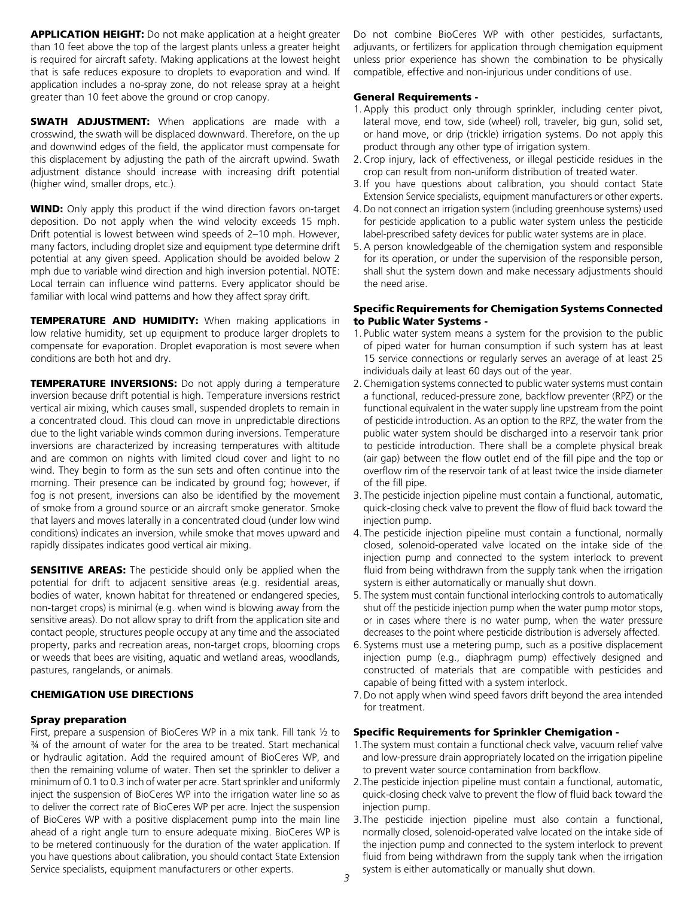**APPLICATION HEIGHT:** Do not make application at a height greater than 10 feet above the top of the largest plants unless a greater height is required for aircraft safety. Making applications at the lowest height that is safe reduces exposure to droplets to evaporation and wind. If application includes a no-spray zone, do not release spray at a height greater than 10 feet above the ground or crop canopy.

**SWATH ADJUSTMENT:** When applications are made with a crosswind, the swath will be displaced downward. Therefore, on the up and downwind edges of the field, the applicator must compensate for this displacement by adjusting the path of the aircraft upwind. Swath adjustment distance should increase with increasing drift potential (higher wind, smaller drops, etc.).

**WIND:** Only apply this product if the wind direction favors on-target deposition. Do not apply when the wind velocity exceeds 15 mph. Drift potential is lowest between wind speeds of 2–10 mph. However, many factors, including droplet size and equipment type determine drift potential at any given speed. Application should be avoided below 2 mph due to variable wind direction and high inversion potential. NOTE: Local terrain can influence wind patterns. Every applicator should be familiar with local wind patterns and how they affect spray drift.

**TEMPERATURE AND HUMIDITY:** When making applications in low relative humidity, set up equipment to produce larger droplets to compensate for evaporation. Droplet evaporation is most severe when conditions are both hot and dry.

**TEMPERATURE INVERSIONS:** Do not apply during a temperature inversion because drift potential is high. Temperature inversions restrict vertical air mixing, which causes small, suspended droplets to remain in a concentrated cloud. This cloud can move in unpredictable directions due to the light variable winds common during inversions. Temperature inversions are characterized by increasing temperatures with altitude and are common on nights with limited cloud cover and light to no wind. They begin to form as the sun sets and often continue into the morning. Their presence can be indicated by ground fog; however, if fog is not present, inversions can also be identified by the movement of smoke from a ground source or an aircraft smoke generator. Smoke that layers and moves laterally in a concentrated cloud (under low wind conditions) indicates an inversion, while smoke that moves upward and rapidly dissipates indicates good vertical air mixing.

**SENSITIVE AREAS:** The pesticide should only be applied when the potential for drift to adjacent sensitive areas (e.g. residential areas, bodies of water, known habitat for threatened or endangered species, non-target crops) is minimal (e.g. when wind is blowing away from the sensitive areas). Do not allow spray to drift from the application site and contact people, structures people occupy at any time and the associated property, parks and recreation areas, non-target crops, blooming crops or weeds that bees are visiting, aquatic and wetland areas, woodlands, pastures, rangelands, or animals.

## CHEMIGATION USE DIRECTIONS

### Spray preparation

First, prepare a suspension of BioCeres WP in a mix tank. Fill tank ½ to ¾ of the amount of water for the area to be treated. Start mechanical or hydraulic agitation. Add the required amount of BioCeres WP, and then the remaining volume of water. Then set the sprinkler to deliver a minimum of 0.1 to 0.3 inch of water per acre. Start sprinkler and uniformly inject the suspension of BioCeres WP into the irrigation water line so as to deliver the correct rate of BioCeres WP per acre. Inject the suspension of BioCeres WP with a positive displacement pump into the main line ahead of a right angle turn to ensure adequate mixing. BioCeres WP is to be metered continuously for the duration of the water application. If you have questions about calibration, you should contact State Extension Service specialists, equipment manufacturers or other experts.

Do not combine BioCeres WP with other pesticides, surfactants, adjuvants, or fertilizers for application through chemigation equipment unless prior experience has shown the combination to be physically compatible, effective and non-injurious under conditions of use.

### General Requirements -

1. Apply this product only through sprinkler, including center pivot, lateral move, end tow, side (wheel) roll, traveler, big gun, solid set, or hand move, or drip (trickle) irrigation systems. Do not apply this product through any other type of irrigation system.
2. Crop injury, lack of effectiveness, or illegal pesticide residues in the crop can result from non-uniform distribution of treated water.
3. If you have questions about calibration, you should contact State Extension Service specialists, equipment manufacturers or other experts.
4. Do not connect an irrigation system (including greenhouse systems) used for pesticide application to a public water system unless the pesticide label-prescribed safety devices for public water systems are in place.
5. A person knowledgeable of the chemigation system and responsible for its operation, or under the supervision of the responsible person, shall shut the system down and make necessary adjustments should the need arise.

### Specific Requirements for Chemigation Systems Connected to Public Water Systems -

1. Public water system means a system for the provision to the public of piped water for human consumption if such system has at least 15 service connections or regularly serves an average of at least 25 individuals daily at least 60 days out of the year.
2. Chemigation systems connected to public water systems must contain a functional, reduced-pressure zone, backflow preventer (RPZ) or the functional equivalent in the water supply line upstream from the point of pesticide introduction. As an option to the RPZ, the water from the public water system should be discharged into a reservoir tank prior to pesticide introduction. There shall be a complete physical break (air gap) between the flow outlet end of the fill pipe and the top or overflow rim of the reservoir tank of at least twice the inside diameter of the fill pipe.
3. The pesticide injection pipeline must contain a functional, automatic, quick-closing check valve to prevent the flow of fluid back toward the injection pump.
4. The pesticide injection pipeline must contain a functional, normally closed, solenoid-operated valve located on the intake side of the injection pump and connected to the system interlock to prevent fluid from being withdrawn from the supply tank when the irrigation system is either automatically or manually shut down.
5. The system must contain functional interlocking controls to automatically shut off the pesticide injection pump when the water pump motor stops, or in cases where there is no water pump, when the water pressure decreases to the point where pesticide distribution is adversely affected.
6. Systems must use a metering pump, such as a positive displacement injection pump (e.g., diaphragm pump) effectively designed and constructed of materials that are compatible with pesticides and capable of being fitted with a system interlock.
7. Do not apply when wind speed favors drift beyond the area intended for treatment.

### Specific Requirements for Sprinkler Chemigation -

1. The system must contain a functional check valve, vacuum relief valve and low-pressure drain appropriately located on the irrigation pipeline to prevent water source contamination from backflow.
2. The pesticide injection pipeline must contain a functional, automatic, quick-closing check valve to prevent the flow of fluid back toward the injection pump.
3. The pesticide injection pipeline must also contain a functional, normally closed, solenoid-operated valve located on the intake side of the injection pump and connected to the system interlock to prevent fluid from being withdrawn from the supply tank when the irrigation system is either automatically or manually shut down.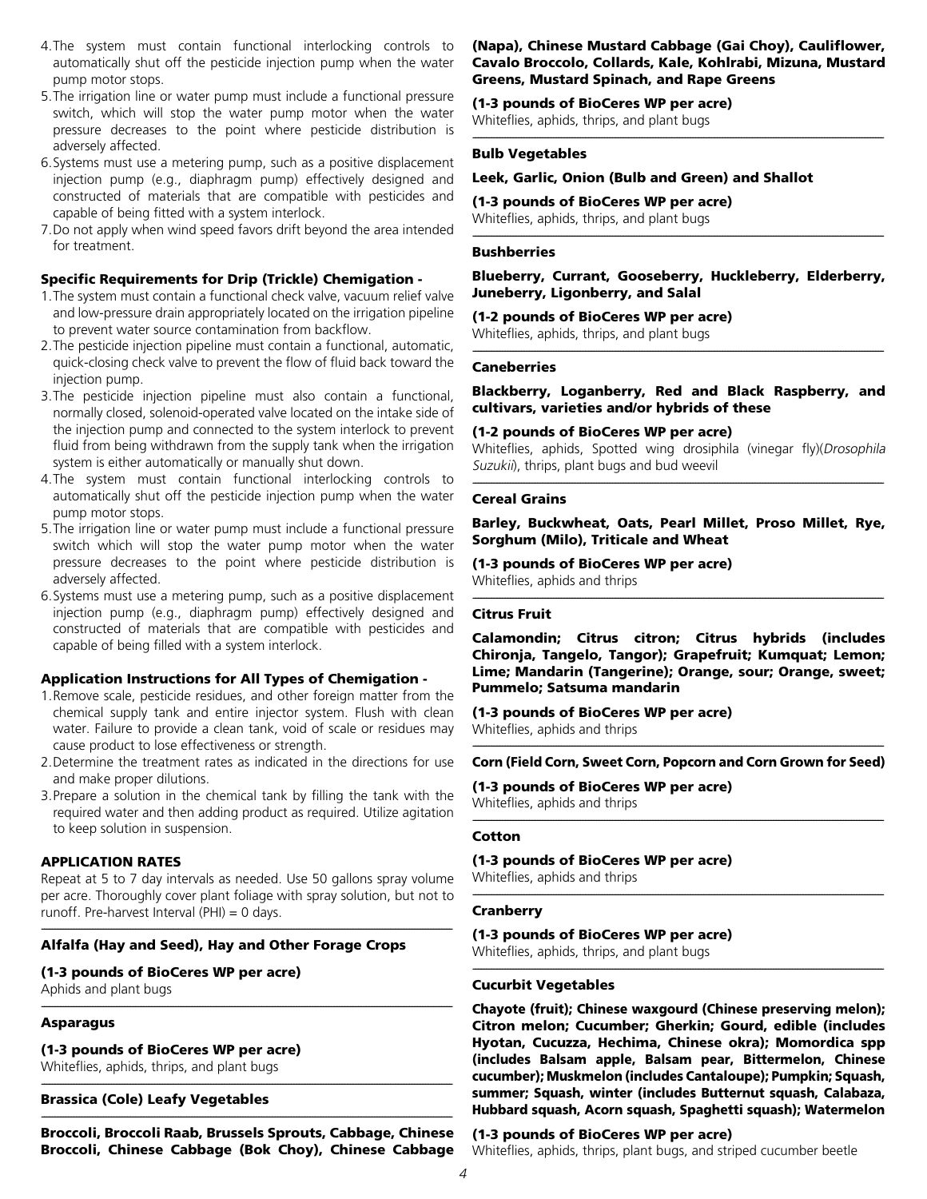4. The system must contain functional interlocking controls to automatically shut off the pesticide injection pump when the water pump motor stops.
5. The irrigation line or water pump must include a functional pressure switch, which will stop the water pump motor when the water pressure decreases to the point where pesticide distribution is adversely affected.
6. Systems must use a metering pump, such as a positive displacement injection pump (e.g., diaphragm pump) effectively designed and constructed of materials that are compatible with pesticides and capable of being fitted with a system interlock.
7. Do not apply when wind speed favors drift beyond the area intended for treatment.

**Specific Requirements for Drip (Trickle) Chemigation -**

1. The system must contain a functional check valve, vacuum relief valve and low-pressure drain appropriately located on the irrigation pipeline to prevent water source contamination from backflow.
2. The pesticide injection pipeline must contain a functional, automatic, quick-closing check valve to prevent the flow of fluid back toward the injection pump.
3. The pesticide injection pipeline must also contain a functional, normally closed, solenoid-operated valve located on the intake side of the injection pump and connected to the system interlock to prevent fluid from being withdrawn from the supply tank when the irrigation system is either automatically or manually shut down.
4. The system must contain functional interlocking controls to automatically shut off the pesticide injection pump when the water pump motor stops.
5. The irrigation line or water pump must include a functional pressure switch which will stop the water pump motor when the water pressure decreases to the point where pesticide distribution is adversely affected.
6. Systems must use a metering pump, such as a positive displacement injection pump (e.g., diaphragm pump) effectively designed and constructed of materials that are compatible with pesticides and capable of being filled with a system interlock.

**Application Instructions for All Types of Chemigation -**

1. Remove scale, pesticide residues, and other foreign matter from the chemical supply tank and entire injector system. Flush with clean water. Failure to provide a clean tank, void of scale or residues may cause product to lose effectiveness or strength.
2. Determine the treatment rates as indicated in the directions for use and make proper dilutions.
3. Prepare a solution in the chemical tank by filling the tank with the required water and then adding product as required. Utilize agitation to keep solution in suspension.

**APPLICATION RATES**

Repeat at 5 to 7 day intervals as needed. Use 50 gallons spray volume per acre. Thoroughly cover plant foliage with spray solution, but not to runoff. Pre-harvest Interval (PHI) = 0 days.

---

**Alfalfa (Hay and Seed), Hay and Other Forage Crops**

**(1-3 pounds of BioCeres WP per acre)**
Aphids and plant bugs

---

**Asparagus**

**(1-3 pounds of BioCeres WP per acre)**
Whiteflies, aphids, thrips, and plant bugs

---

**Brassica (Cole) Leafy Vegetables**

---

**Broccoli, Broccoli Raab, Brussels Sprouts, Cabbage, Chinese Broccoli, Chinese Cabbage (Bok Choy), Chinese Cabbage (Napa), Chinese Mustard Cabbage (Gai Choy), Cauliflower, Cavalo Broccolo, Collards, Kale, Kohlrabi, Mizuna, Mustard Greens, Mustard Spinach, and Rape Greens**

**(1-3 pounds of BioCeres WP per acre)**
Whiteflies, aphids, thrips, and plant bugs

---

**Bulb Vegetables**

**Leek, Garlic, Onion (Bulb and Green) and Shallot**

**(1-3 pounds of BioCeres WP per acre)**
Whiteflies, aphids, thrips, and plant bugs

---

**Bushberries**

**Blueberry, Currant, Gooseberry, Huckleberry, Elderberry, Juneberry, Ligonberry, and Salal**

**(1-2 pounds of BioCeres WP per acre)**
Whiteflies, aphids, thrips, and plant bugs

---

**Caneberries**

**Blackberry, Loganberry, Red and Black Raspberry, and cultivars, varieties and/or hybrids of these**

**(1-2 pounds of BioCeres WP per acre)**
Whiteflies, aphids, Spotted wing drosiphila (vinegar fly)(*Drosophila Suzukii*), thrips, plant bugs and bud weevil

---

**Cereal Grains**

**Barley, Buckwheat, Oats, Pearl Millet, Proso Millet, Rye, Sorghum (Milo), Triticale and Wheat**

**(1-3 pounds of BioCeres WP per acre)**
Whiteflies, aphids and thrips

---

**Citrus Fruit**

**Calamondin; Citrus citron; Citrus hybrids (includes Chironja, Tangelo, Tangor); Grapefruit; Kumquat; Lemon; Lime; Mandarin (Tangerine); Orange, sour; Orange, sweet; Pummelo; Satsuma mandarin**

**(1-3 pounds of BioCeres WP per acre)**
Whiteflies, aphids and thrips

---

**Corn (Field Corn, Sweet Corn, Popcorn and Corn Grown for Seed)**

**(1-3 pounds of BioCeres WP per acre)**
Whiteflies, aphids and thrips

---

**Cotton**

**(1-3 pounds of BioCeres WP per acre)**
Whiteflies, aphids and thrips

---

**Cranberry**

**(1-3 pounds of BioCeres WP per acre)**
Whiteflies, aphids, thrips, and plant bugs

---

**Cucurbit Vegetables**

**Chayote (fruit); Chinese waxgourd (Chinese preserving melon); Citron melon; Cucumber; Gherkin; Gourd, edible (includes Hyotan, Cucuzza, Hechima, Chinese okra); Momordica spp (includes Balsam apple, Balsam pear, Bittermelon, Chinese cucumber); Muskmelon (includes Cantaloupe); Pumpkin; Squash, summer; Squash, winter (includes Butternut squash, Calabaza, Hubbard squash, Acorn squash, Spaghetti squash); Watermelon**

**(1-3 pounds of BioCeres WP per acre)**
Whiteflies, aphids, thrips, plant bugs, and striped cucumber beetle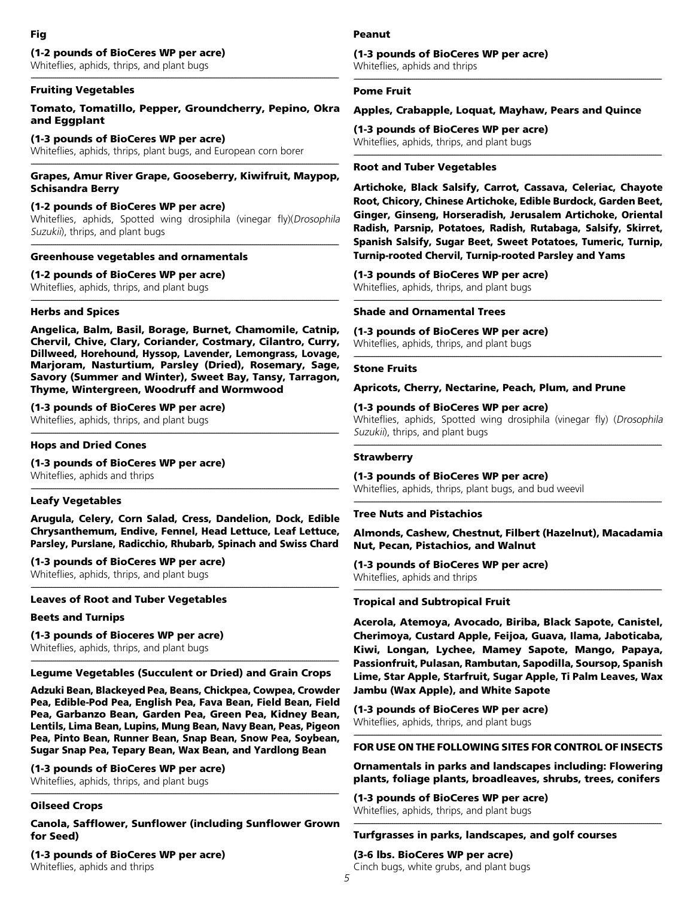**Fig**

**(1-2 pounds of BioCeres WP per acre)**
Whiteflies, aphids, thrips, and plant bugs

---

**Fruiting Vegetables**

**Tomato, Tomatillo, Pepper, Groundcherry, Pepino, Okra and Eggplant**

**(1-3 pounds of BioCeres WP per acre)**
Whiteflies, aphids, thrips, plant bugs, and European corn borer

---

**Grapes, Amur River Grape, Gooseberry, Kiwifruit, Maypop, Schisandra Berry**

**(1-3 pounds of BioCeres WP per acre)**
Whiteflies, aphids, Spotted wing drosiphila (vinegar fly)(*Drosophila Suzukii*), thrips, and plant bugs

---

**Greenhouse vegetables and ornamentals**

**(1-2 pounds of BioCeres WP per acre)**
Whiteflies, aphids, thrips, and plant bugs

---

**Herbs and Spices**

**Angelica, Balm, Basil, Borage, Burnet, Chamomile, Catnip, Chervil, Chive, Clary, Coriander, Costmary, Cilantro, Curry, Dillweed, Horehound, Hyssop, Lavender, Lemongrass, Lovage, Marjoram, Nasturtium, Parsley (Dried), Rosemary, Sage, Savory (Summer and Winter), Sweet Bay, Tansy, Tarragon, Thyme, Wintergreen, Woodruff and Wormwood**

**(1-3 pounds of BioCeres WP per acre)**
Whiteflies, aphids, thrips, and plant bugs

---

**Hops and Dried Cones**

**(1-3 pounds of BioCeres WP per acre)**
Whiteflies, aphids and thrips

---

**Leafy Vegetables**

**Arugula, Celery, Corn Salad, Cress, Dandelion, Dock, Edible Chrysanthemum, Endive, Fennel, Head Lettuce, Leaf Lettuce, Parsley, Purslane, Radicchio, Rhubarb, Spinach and Swiss Chard**

**(1-3 pounds of BioCeres WP per acre)**
Whiteflies, aphids, thrips, and plant bugs

---

**Leaves of Root and Tuber Vegetables**

**Beets and Turnips**

**(1-3 pounds of Bioceres WP per acre)**
Whiteflies, aphids, thrips, and plant bugs

---

**Legume Vegetables (Succulent or Dried) and Grain Crops**

**Adzuki Bean, Blackeyed Pea, Beans, Chickpea, Cowpea, Crowder Pea, Edible-Pod Pea, English Pea, Fava Bean, Field Bean, Field Pea, Garbanzo Bean, Garden Pea, Green Pea, Kidney Bean, Lentils, Lima Bean, Lupins, Mung Bean, Navy Bean, Peas, Pigeon Pea, Pinto Bean, Runner Bean, Snap Bean, Snow Pea, Soybean, Sugar Snap Pea, Tepary Bean, Wax Bean, and Yardlong Bean**

**(1-3 pounds of BioCeres WP per acre)**
Whiteflies, aphids, thrips, and plant bugs

---

**Oilseed Crops**

**Canola, Safflower, Sunflower (including Sunflower Grown for Seed)**

**(1-3 pounds of BioCeres WP per acre)**
Whiteflies, aphids and thrips

---

**Peanut**

**(1-3 pounds of BioCeres WP per acre)**
Whiteflies, aphids and thrips

---

**Pome Fruit**

**Apples, Crabapple, Loquat, Mayhaw, Pears and Quince**

**(1-3 pounds of BioCeres WP per acre)**
Whiteflies, aphids, thrips, and plant bugs

---

**Root and Tuber Vegetables**

**Artichoke, Black Salsify, Carrot, Cassava, Celeriac, Chayote Root, Chicory, Chinese Artichoke, Edible Burdock, Garden Beet, Ginger, Ginseng, Horseradish, Jerusalem Artichoke, Oriental Radish, Parsnip, Potatoes, Radish, Rutabaga, Salsify, Skirret, Spanish Salsify, Sugar Beet, Sweet Potatoes, Tumeric, Turnip, Turnip-rooted Chervil, Turnip-rooted Parsley and Yams**

**(1-3 pounds of BioCeres WP per acre)**
Whiteflies, aphids, thrips, and plant bugs

---

**Shade and Ornamental Trees**

**(1-3 pounds of BioCeres WP per acre)**
Whiteflies, aphids, thrips, and plant bugs

---

**Stone Fruits**

**Apricots, Cherry, Nectarine, Peach, Plum, and Prune**

**(1-3 pounds of BioCeres WP per acre)**
Whiteflies, aphids, Spotted wing drosiphila (vinegar fly) (*Drosophila Suzukii*), thrips, and plant bugs

---

**Strawberry**

**(1-3 pounds of BioCeres WP per acre)**
Whiteflies, aphids, thrips, plant bugs, and bud weevil

---

**Tree Nuts and Pistachios**

**Almonds, Cashew, Chestnut, Filbert (Hazelnut), Macadamia Nut, Pecan, Pistachios, and Walnut**

**(1-3 pounds of BioCeres WP per acre)**
Whiteflies, aphids and thrips

---

**Tropical and Subtropical Fruit**

**Acerola, Atemoya, Avocado, Biriba, Black Sapote, Canistel, Cherimoya, Custard Apple, Feijoa, Guava, Ilama, Jaboticaba, Kiwi, Longan, Lychee, Mamey Sapote, Mango, Papaya, Passionfruit, Pulasan, Rambutan, Sapodilla, Soursop, Spanish Lime, Star Apple, Starfruit, Sugar Apple, Ti Palm Leaves, Wax Jambu (Wax Apple), and White Sapote**

**(1-3 pounds of BioCeres WP per acre)**
Whiteflies, aphids, thrips, and plant bugs

---

**FOR USE ON THE FOLLOWING SITES FOR CONTROL OF INSECTS**

**Ornamentals in parks and landscapes including: Flowering plants, foliage plants, broadleaves, shrubs, trees, conifers**

**(1-3 pounds of BioCeres WP per acre)**
Whiteflies, aphids, thrips, and plant bugs

---

**Turfgrasses in parks, landscapes, and golf courses**

**(3-6 lbs. BioCeres WP per acre)**
Cinch bugs, white grubs, and plant bugs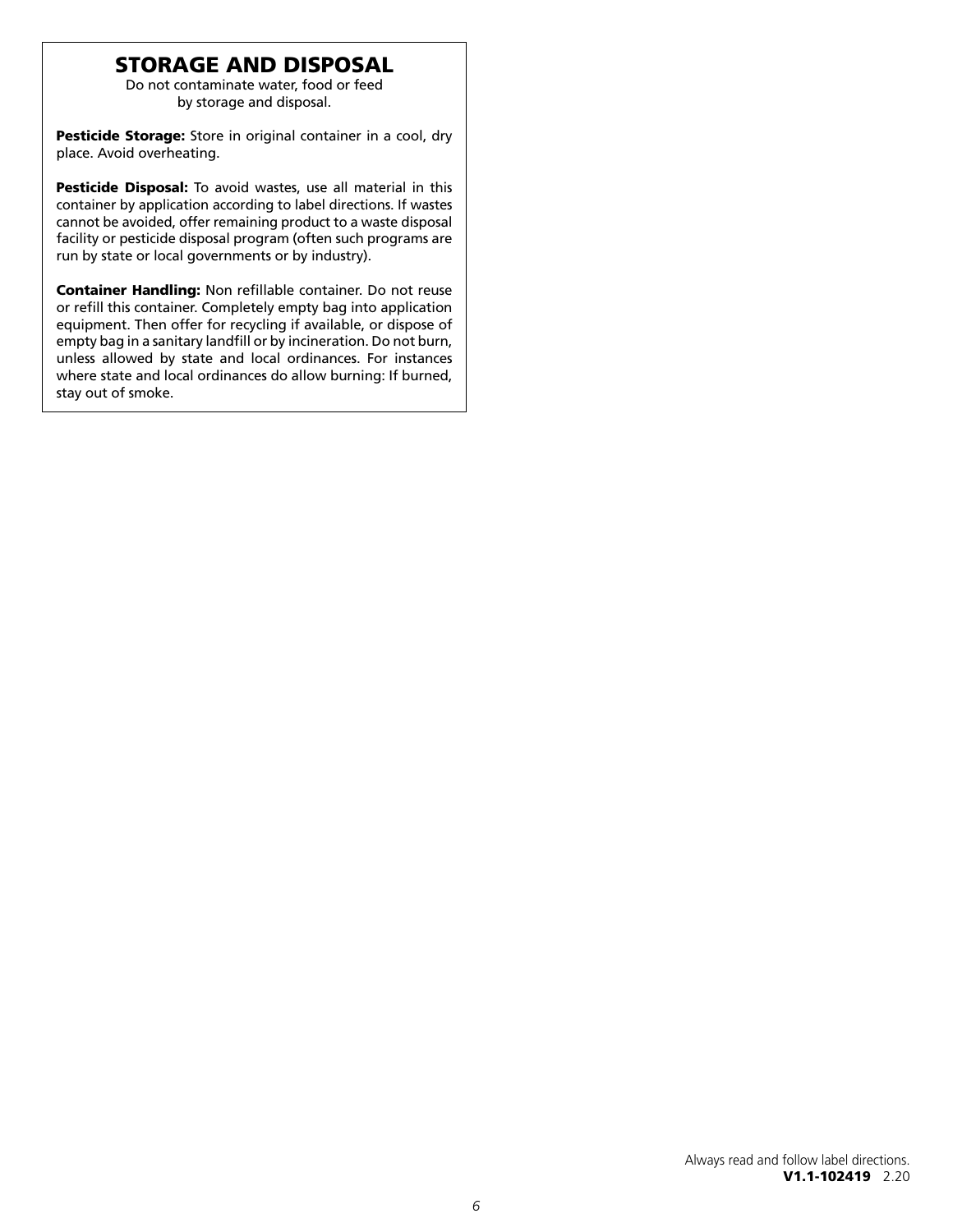## STORAGE AND DISPOSAL

Do not contaminate water, food or feed by storage and disposal.

**Pesticide Storage:** Store in original container in a cool, dry place. Avoid overheating.

**Pesticide Disposal:** To avoid wastes, use all material in this container by application according to label directions. If wastes cannot be avoided, offer remaining product to a waste disposal facility or pesticide disposal program (often such programs are run by state or local governments or by industry).

**Container Handling:** Non refillable container. Do not reuse or refill this container. Completely empty bag into application equipment. Then offer for recycling if available, or dispose of empty bag in a sanitary landfill or by incineration. Do not burn, unless allowed by state and local ordinances. For instances where state and local ordinances do allow burning: If burned, stay out of smoke.

Always read and follow label directions.
**V1.1-102419** 2.20